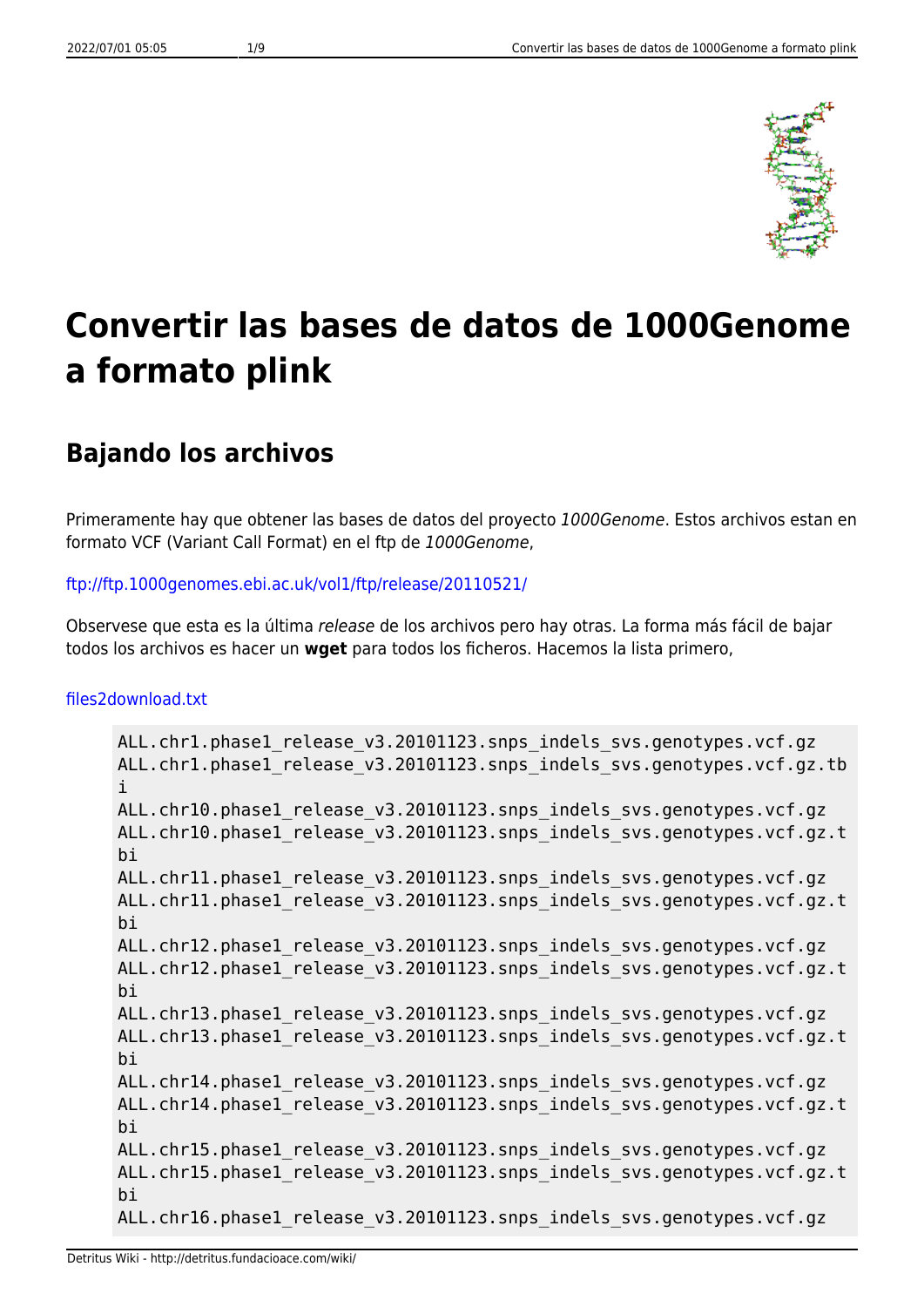# Convertir las bases de datos de 1000Genome a formato plink

## Bajando los archivos

Primeramente hay que obtener las bases de datos del proyecto *1000Genome*. Estos archivos estan en formato VCF (Variant Call Format) en el ftp de *1000Genome*,

ftp://ftp.1000genomes.ebi.ac.uk/vol1/ftp/release/20110521/

Observese que esta es la última *release* de los archivos pero hay otras. La forma más fácil de bajar todos los archivos es hacer un **wget** para todos los ficheros. Hacemos la lista primero,

files2download.txt

```
ALL.chr1.phase1_release_v3.20101123.snps_indels_svs.genotypes.vcf.gz
ALL.chr1.phase1_release_v3.20101123.snps_indels_svs.genotypes.vcf.gz.tbi
ALL.chr10.phase1_release_v3.20101123.snps_indels_svs.genotypes.vcf.gz
ALL.chr10.phase1_release_v3.20101123.snps_indels_svs.genotypes.vcf.gz.tbi
ALL.chr11.phase1_release_v3.20101123.snps_indels_svs.genotypes.vcf.gz
ALL.chr11.phase1_release_v3.20101123.snps_indels_svs.genotypes.vcf.gz.tbi
ALL.chr12.phase1_release_v3.20101123.snps_indels_svs.genotypes.vcf.gz
ALL.chr12.phase1_release_v3.20101123.snps_indels_svs.genotypes.vcf.gz.tbi
ALL.chr13.phase1_release_v3.20101123.snps_indels_svs.genotypes.vcf.gz
ALL.chr13.phase1_release_v3.20101123.snps_indels_svs.genotypes.vcf.gz.tbi
ALL.chr14.phase1_release_v3.20101123.snps_indels_svs.genotypes.vcf.gz
ALL.chr14.phase1_release_v3.20101123.snps_indels_svs.genotypes.vcf.gz.tbi
ALL.chr15.phase1_release_v3.20101123.snps_indels_svs.genotypes.vcf.gz
ALL.chr15.phase1_release_v3.20101123.snps_indels_svs.genotypes.vcf.gz.tbi
ALL.chr16.phase1_release_v3.20101123.snps_indels_svs.genotypes.vcf.gz
```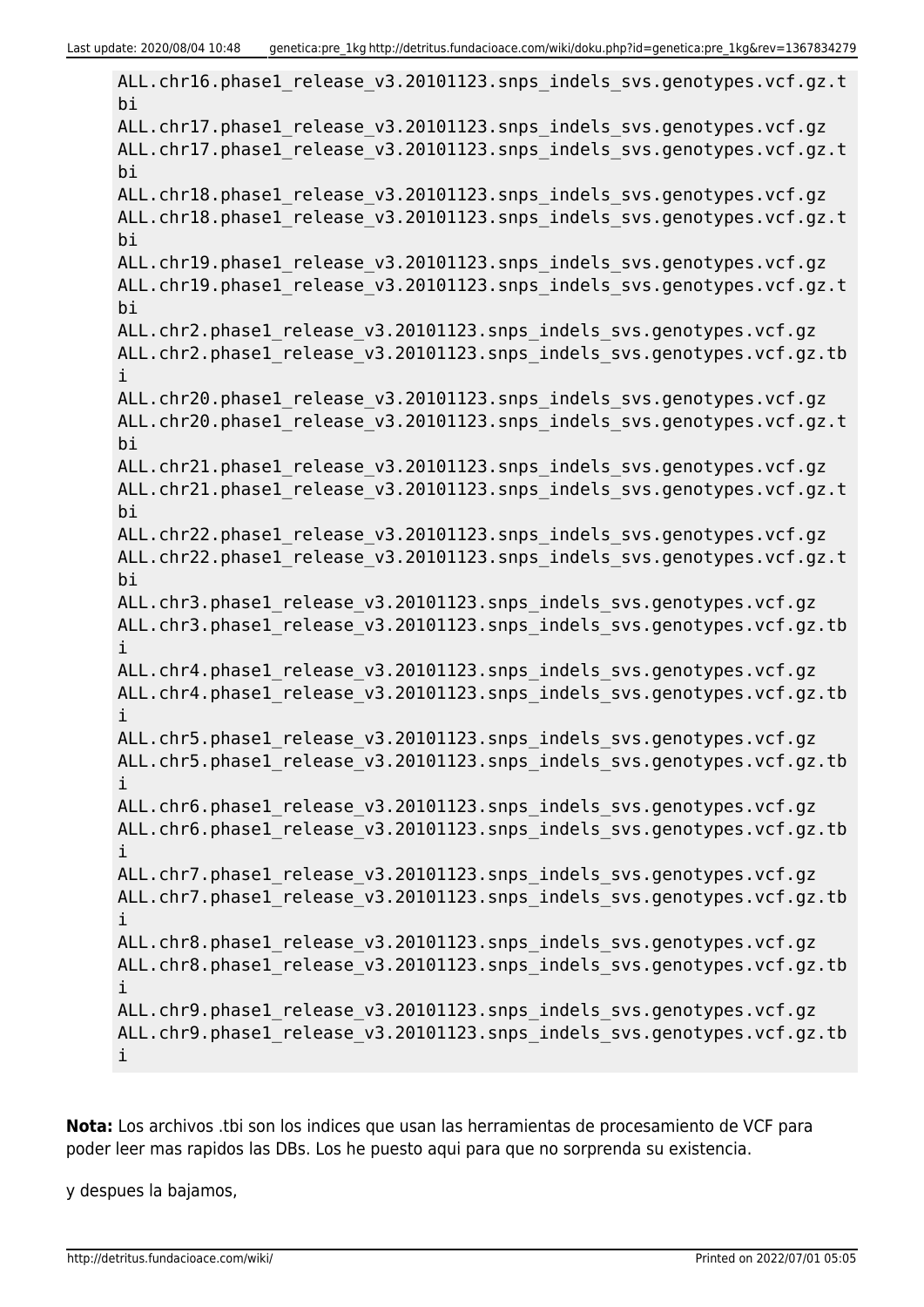```
ALL.chr16.phase1_release_v3.20101123.snps_indels_svs.genotypes.vcf.gz.tbi
ALL.chr17.phase1_release_v3.20101123.snps_indels_svs.genotypes.vcf.gz
ALL.chr17.phase1_release_v3.20101123.snps_indels_svs.genotypes.vcf.gz.tbi
ALL.chr18.phase1_release_v3.20101123.snps_indels_svs.genotypes.vcf.gz
ALL.chr18.phase1_release_v3.20101123.snps_indels_svs.genotypes.vcf.gz.tbi
ALL.chr19.phase1_release_v3.20101123.snps_indels_svs.genotypes.vcf.gz
ALL.chr19.phase1_release_v3.20101123.snps_indels_svs.genotypes.vcf.gz.tbi
ALL.chr2.phase1_release_v3.20101123.snps_indels_svs.genotypes.vcf.gz
ALL.chr2.phase1_release_v3.20101123.snps_indels_svs.genotypes.vcf.gz.tbi
ALL.chr20.phase1_release_v3.20101123.snps_indels_svs.genotypes.vcf.gz
ALL.chr20.phase1_release_v3.20101123.snps_indels_svs.genotypes.vcf.gz.tbi
ALL.chr21.phase1_release_v3.20101123.snps_indels_svs.genotypes.vcf.gz
ALL.chr21.phase1_release_v3.20101123.snps_indels_svs.genotypes.vcf.gz.tbi
ALL.chr22.phase1_release_v3.20101123.snps_indels_svs.genotypes.vcf.gz
ALL.chr22.phase1_release_v3.20101123.snps_indels_svs.genotypes.vcf.gz.tbi
ALL.chr3.phase1_release_v3.20101123.snps_indels_svs.genotypes.vcf.gz
ALL.chr3.phase1_release_v3.20101123.snps_indels_svs.genotypes.vcf.gz.tbi
ALL.chr4.phase1_release_v3.20101123.snps_indels_svs.genotypes.vcf.gz
ALL.chr4.phase1_release_v3.20101123.snps_indels_svs.genotypes.vcf.gz.tbi
ALL.chr5.phase1_release_v3.20101123.snps_indels_svs.genotypes.vcf.gz
ALL.chr5.phase1_release_v3.20101123.snps_indels_svs.genotypes.vcf.gz.tbi
ALL.chr6.phase1_release_v3.20101123.snps_indels_svs.genotypes.vcf.gz
ALL.chr6.phase1_release_v3.20101123.snps_indels_svs.genotypes.vcf.gz.tbi
ALL.chr7.phase1_release_v3.20101123.snps_indels_svs.genotypes.vcf.gz
ALL.chr7.phase1_release_v3.20101123.snps_indels_svs.genotypes.vcf.gz.tbi
ALL.chr8.phase1_release_v3.20101123.snps_indels_svs.genotypes.vcf.gz
ALL.chr8.phase1_release_v3.20101123.snps_indels_svs.genotypes.vcf.gz.tbi
ALL.chr9.phase1_release_v3.20101123.snps_indels_svs.genotypes.vcf.gz
ALL.chr9.phase1_release_v3.20101123.snps_indels_svs.genotypes.vcf.gz.tbi
```

**Nota:** Los archivos .tbi son los indices que usan las herramientas de procesamiento de VCF para poder leer mas rapidos las DBs. Los he puesto aqui para que no sorprenda su existencia.

y despues la bajamos,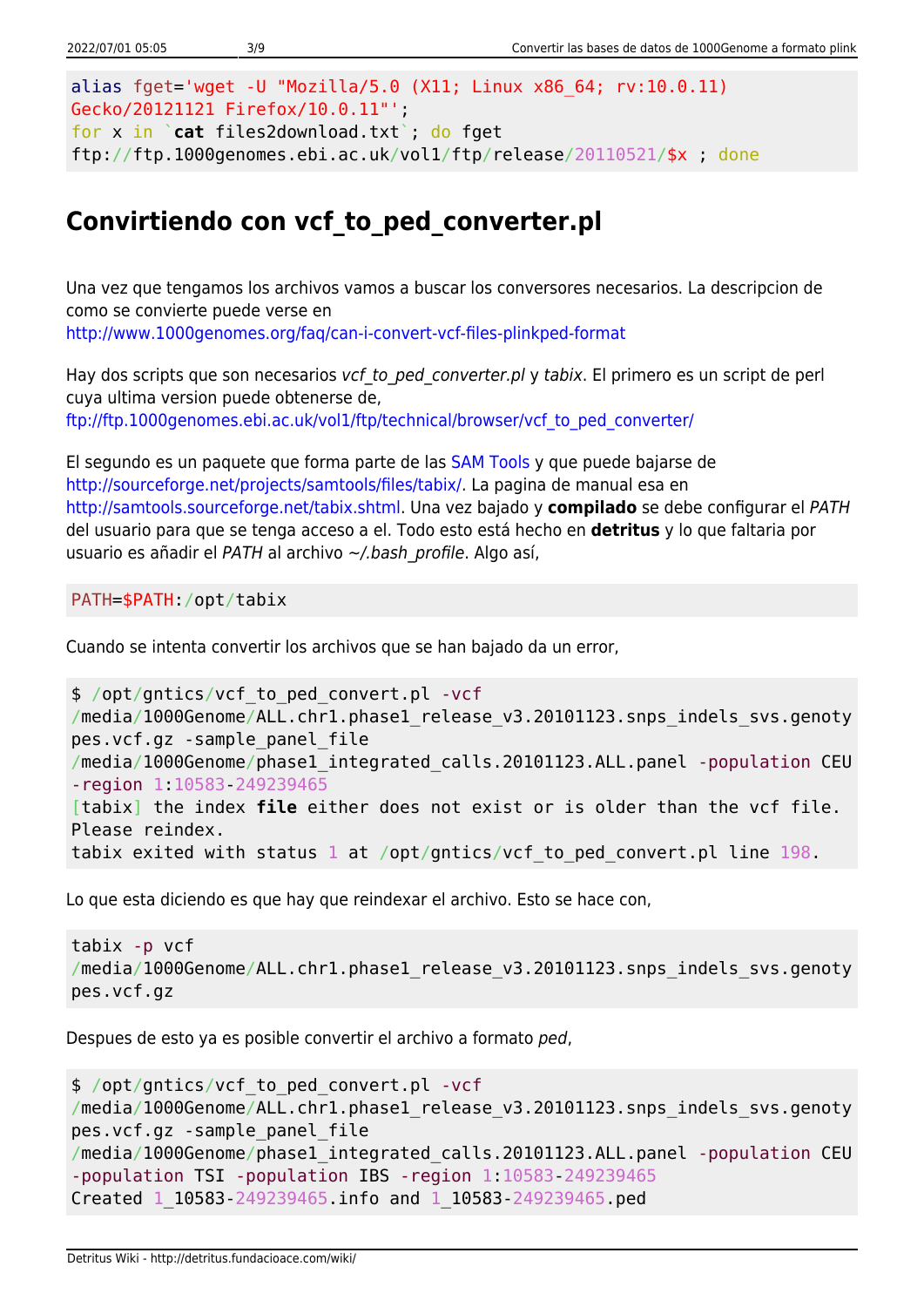```
alias fget='wget -U "Mozilla/5.0 (X11; Linux x86_64; rv:10.0.11)
Gecko/20121121 Firefox/10.0.11"';
for x in `cat files2download.txt`; do fget
ftp://ftp.1000genomes.ebi.ac.uk/vol1/ftp/release/20110521/$x ; done
```

## Convirtiendo con vcf_to_ped_converter.pl

Una vez que tengamos los archivos vamos a buscar los conversores necesarios. La descripcion de como se convierte puede verse en
http://www.1000genomes.org/faq/can-i-convert-vcf-files-plinkped-format

Hay dos scripts que son necesarios *vcf_to_ped_converter.pl* y *tabix*. El primero es un script de perl cuya ultima version puede obtenerse de,
ftp://ftp.1000genomes.ebi.ac.uk/vol1/ftp/technical/browser/vcf_to_ped_converter/

El segundo es un paquete que forma parte de las SAM Tools y que puede bajarse de
http://sourceforge.net/projects/samtools/files/tabix/. La pagina de manual esa en
http://samtools.sourceforge.net/tabix.shtml. Una vez bajado y **compilado** se debe configurar el *PATH* del usuario para que se tenga acceso a el. Todo esto está hecho en **detritus** y lo que faltaria por usuario es añadir el *PATH* al archivo *~/.bash_profile*. Algo así,

```
PATH=$PATH:/opt/tabix
```

Cuando se intenta convertir los archivos que se han bajado da un error,

```
$ /opt/gntics/vcf_to_ped_convert.pl -vcf
/media/1000Genome/ALL.chr1.phase1_release_v3.20101123.snps_indels_svs.genoty
pes.vcf.gz -sample_panel_file
/media/1000Genome/phase1_integrated_calls.20101123.ALL.panel -population CEU
-region 1:10583-249239465
[tabix] the index file either does not exist or is older than the vcf file.
Please reindex.
tabix exited with status 1 at /opt/gntics/vcf_to_ped_convert.pl line 198.
```

Lo que esta diciendo es que hay que reindexar el archivo. Esto se hace con,

```
tabix -p vcf
/media/1000Genome/ALL.chr1.phase1_release_v3.20101123.snps_indels_svs.genoty
pes.vcf.gz
```

Despues de esto ya es posible convertir el archivo a formato *ped*,

```
$ /opt/gntics/vcf_to_ped_convert.pl -vcf
/media/1000Genome/ALL.chr1.phase1_release_v3.20101123.snps_indels_svs.genoty
pes.vcf.gz -sample_panel_file
/media/1000Genome/phase1_integrated_calls.20101123.ALL.panel -population CEU
-population TSI -population IBS -region 1:10583-249239465
Created 1_10583-249239465.info and 1_10583-249239465.ped
```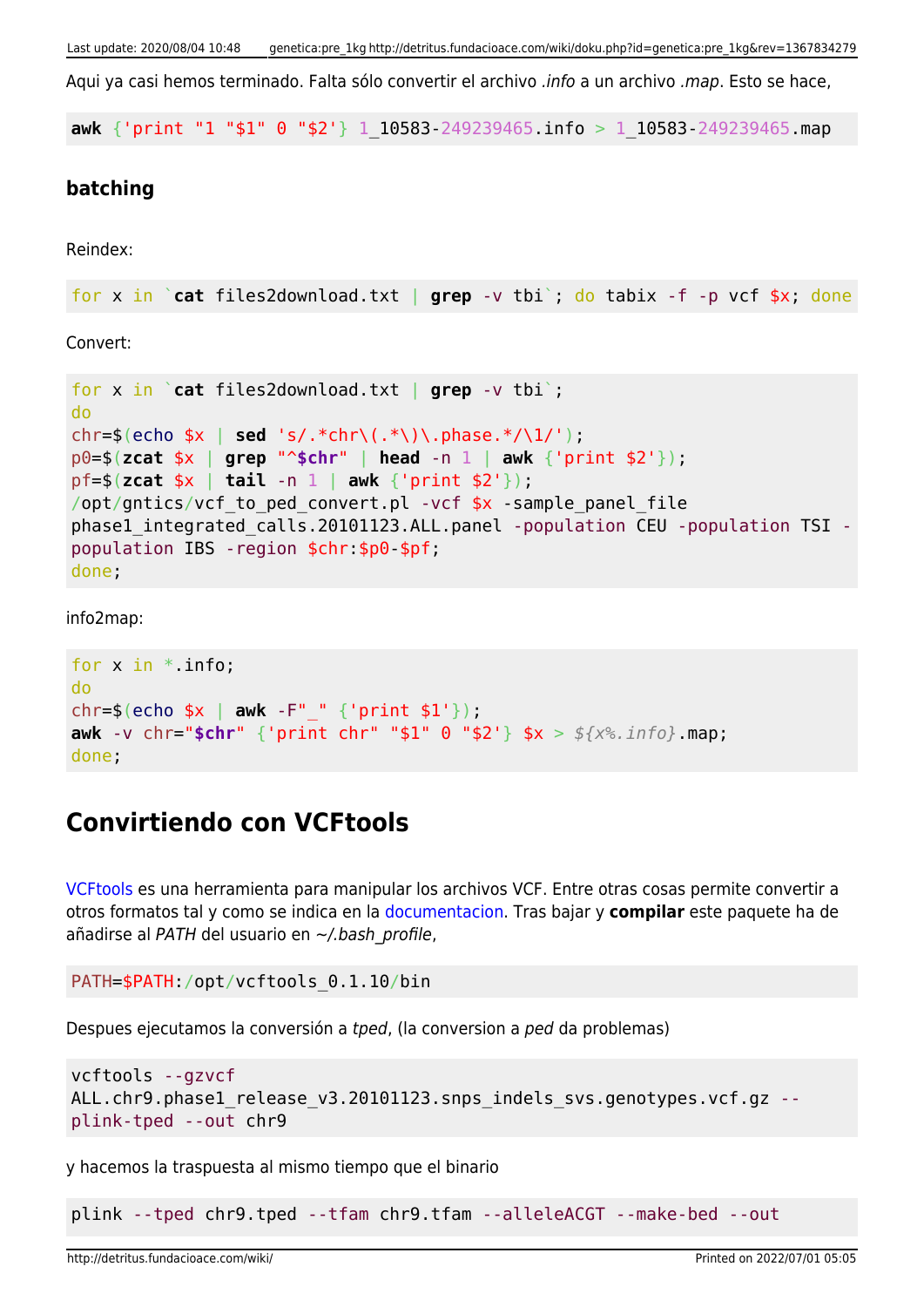Aqui ya casi hemos terminado. Falta sólo convertir el archivo *.info* a un archivo *.map*. Esto se hace,

```
awk {'print "1 "$1" 0 "$2'} 1_10583-249239465.info > 1_10583-249239465.map
```

### batching

Reindex:

```
for x in `cat files2download.txt | grep -v tbi`; do tabix -f -p vcf $x; done
```

Convert:

```
for x in `cat files2download.txt | grep -v tbi`;
do
chr=$(echo $x | sed 's/.*chr\(.*\)\.phase.*/\1/');
p0=$(zcat $x | grep "^$chr" | head -n 1 | awk {'print $2'});
pf=$(zcat $x | tail -n 1 | awk {'print $2'});
/opt/gntics/vcf_to_ped_convert.pl -vcf $x -sample_panel_file
phase1_integrated_calls.20101123.ALL.panel -population CEU -population TSI -
population IBS -region $chr:$p0-$pf;
done;
```

info2map:

```
for x in *.info;
do
chr=$(echo $x | awk -F"_" {'print $1'});
awk -v chr="$chr" {'print chr" "$1" 0 "$2'} $x > ${x%.info}.map;
done;
```

## Convirtiendo con VCFtools

VCFtools es una herramienta para manipular los archivos VCF. Entre otras cosas permite convertir a otros formatos tal y como se indica en la documentacion. Tras bajar y **compilar** este paquete ha de añadirse al *PATH* del usuario en *~/.bash_profile*,

```
PATH=$PATH:/opt/vcftools_0.1.10/bin
```

Despues ejecutamos la conversión a *tped*, (la conversion a *ped* da problemas)

```
vcftools --gzvcf
ALL.chr9.phase1_release_v3.20101123.snps_indels_svs.genotypes.vcf.gz --
plink-tped --out chr9
```

y hacemos la traspuesta al mismo tiempo que el binario

```
plink --tped chr9.tped --tfam chr9.tfam --alleleACGT --make-bed --out
```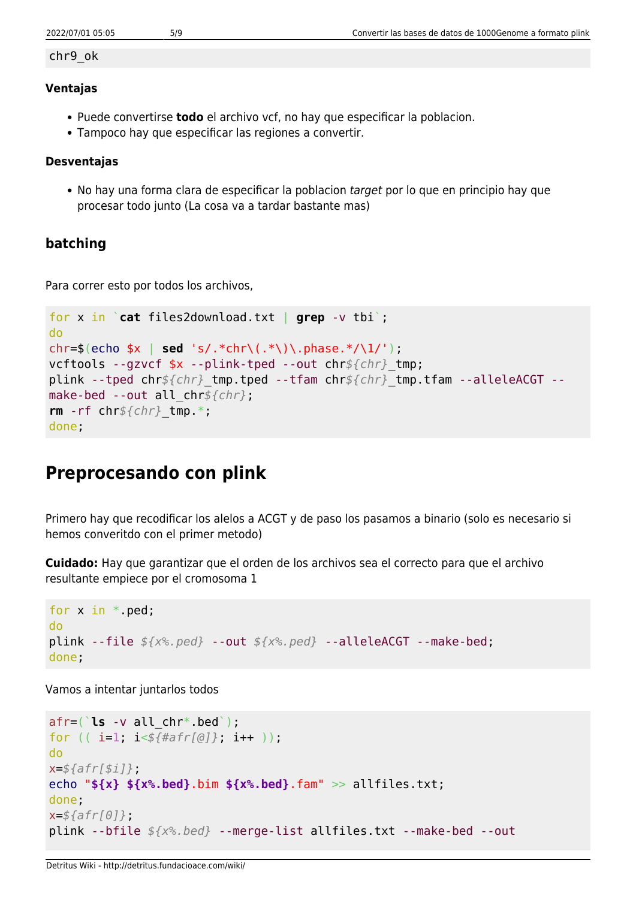```
chr9_ok
```

#### Ventajas

- Puede convertirse **todo** el archivo vcf, no hay que especificar la poblacion.
- Tampoco hay que especificar las regiones a convertir.

#### Desventajas

- No hay una forma clara de especificar la poblacion *target* por lo que en principio hay que procesar todo junto (La cosa va a tardar bastante mas)

### batching

Para correr esto por todos los archivos,

```
for x in `cat files2download.txt | grep -v tbi`;
do
chr=$(echo $x | sed 's/.*chr\(.*\)\.phase.*/\1/');
vcftools --gzvcf $x --plink-tped --out chr${chr}_tmp;
plink --tped chr${chr}_tmp.tped --tfam chr${chr}_tmp.tfam --alleleACGT --make-bed --out all_chr${chr};
rm -rf chr${chr}_tmp.*;
done;
```

## Preprocesando con plink

Primero hay que recodificar los alelos a ACGT y de paso los pasamos a binario (solo es necesario si hemos converitdo con el primer metodo)

**Cuidado:** Hay que garantizar que el orden de los archivos sea el correcto para que el archivo resultante empiece por el cromosoma 1

```
for x in *.ped;
do
plink --file ${x%.ped} --out ${x%.ped} --alleleACGT --make-bed;
done;
```

Vamos a intentar juntarlos todos

```
afr=(`ls -v all_chr*.bed`);
for (( i=1; i<${#afr[@]}; i++ ));
do
x=${afr[$i]};
echo "${x} ${x%.bed}.bim ${x%.bed}.fam" >> allfiles.txt;
done;
x=${afr[0]};
plink --bfile ${x%.bed} --merge-list allfiles.txt --make-bed --out
```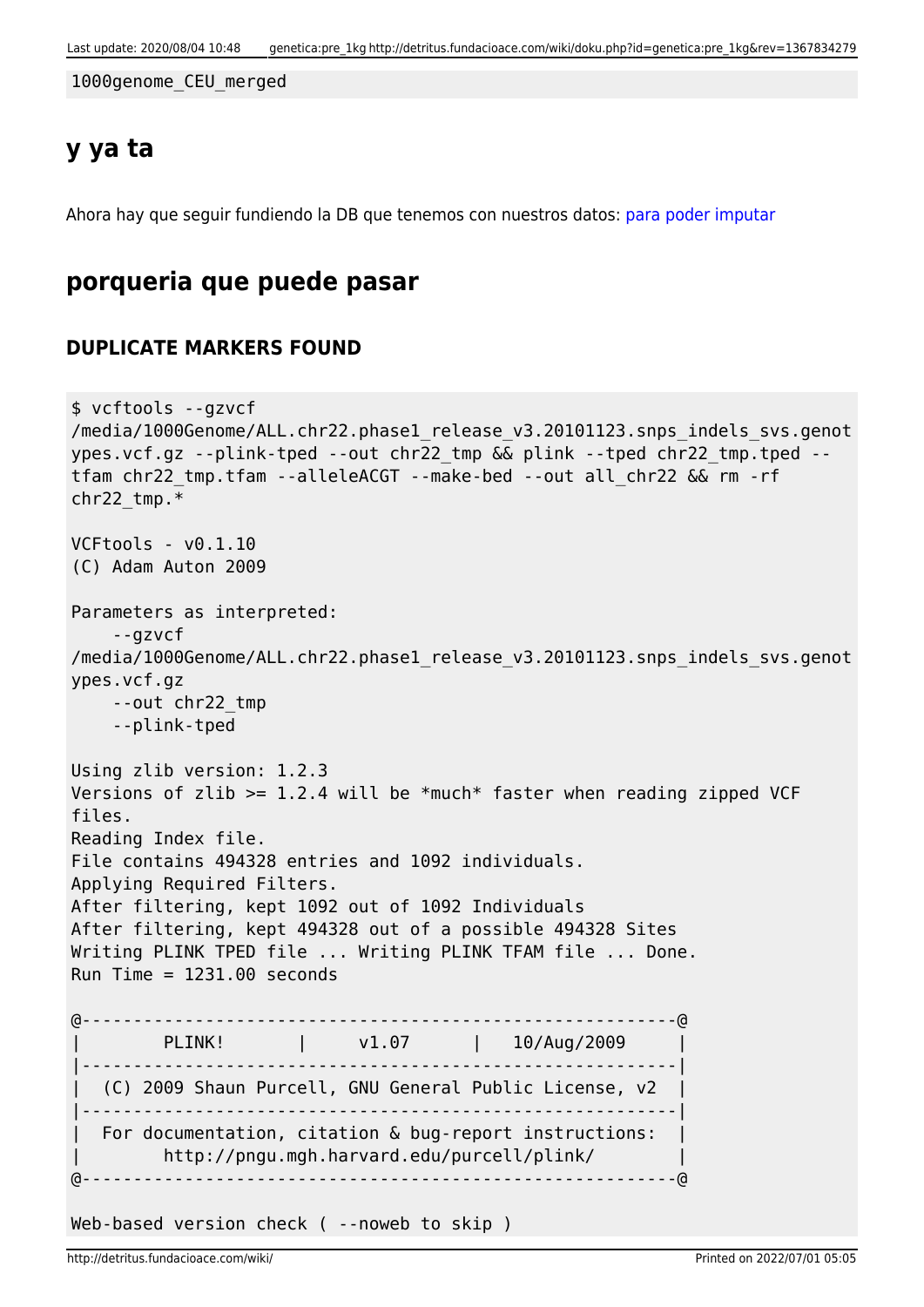```
1000genome_CEU_merged
```

## y ya ta

Ahora hay que seguir fundiendo la DB que tenemos con nuestros datos: para poder imputar

## porqueria que puede pasar

### DUPLICATE MARKERS FOUND

```
$ vcftools --gzvcf
/media/1000Genome/ALL.chr22.phase1_release_v3.20101123.snps_indels_svs.genotypes.vcf.gz --plink-tped --out chr22_tmp && plink --tped chr22_tmp.tped --tfam chr22_tmp.tfam --alleleACGT --make-bed --out all_chr22 && rm -rf chr22_tmp.*

VCFtools - v0.1.10
(C) Adam Auton 2009

Parameters as interpreted:
    --gzvcf
/media/1000Genome/ALL.chr22.phase1_release_v3.20101123.snps_indels_svs.genotypes.vcf.gz
    --out chr22_tmp
    --plink-tped

Using zlib version: 1.2.3
Versions of zlib >= 1.2.4 will be *much* faster when reading zipped VCF files.
Reading Index file.
File contains 494328 entries and 1092 individuals.
Applying Required Filters.
After filtering, kept 1092 out of 1092 Individuals
After filtering, kept 494328 out of a possible 494328 Sites
Writing PLINK TPED file ... Writing PLINK TFAM file ... Done.
Run Time = 1231.00 seconds

@----------------------------------------------------------@
|        PLINK!       |     v1.07      |   10/Aug/2009     |
|----------------------------------------------------------|
|  (C) 2009 Shaun Purcell, GNU General Public License, v2  |
|----------------------------------------------------------|
|  For documentation, citation & bug-report instructions:  |
|        http://pngu.mgh.harvard.edu/purcell/plink/        |
@----------------------------------------------------------@

Web-based version check ( --noweb to skip )
```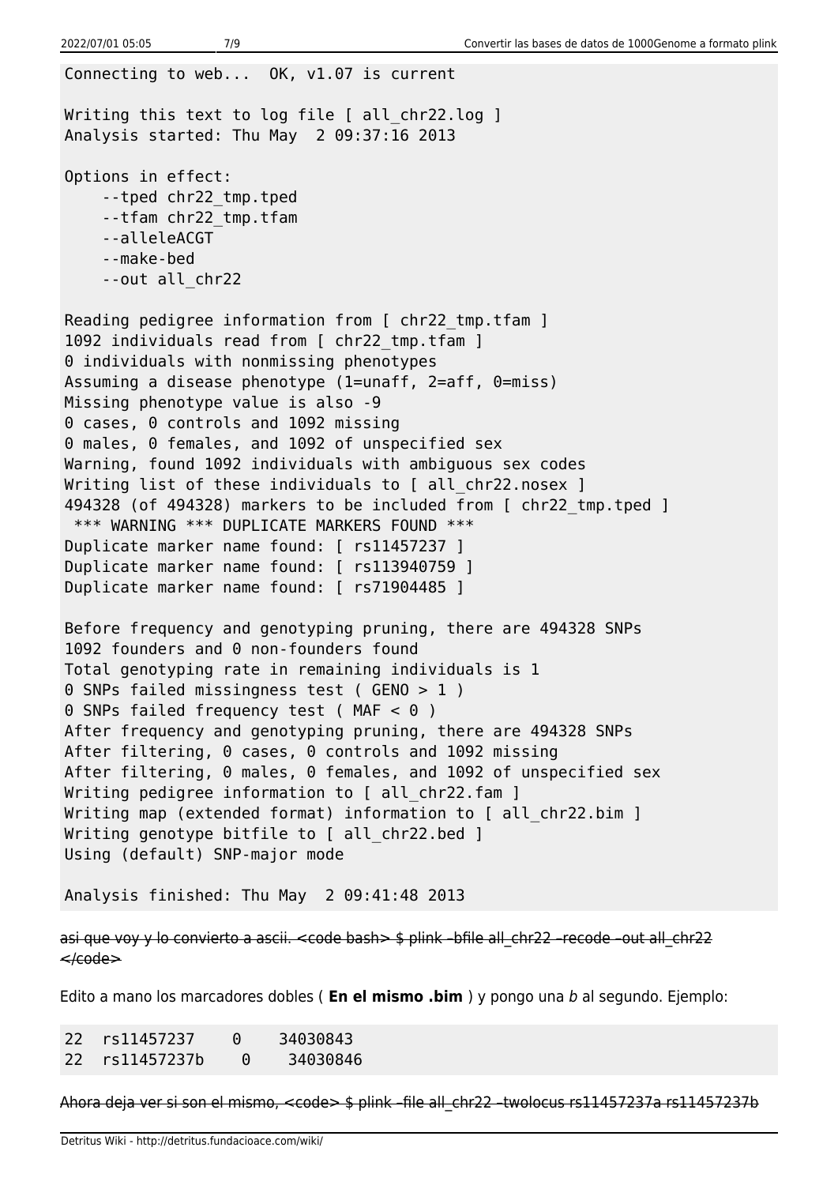```
Connecting to web...  OK, v1.07 is current

Writing this text to log file [ all_chr22.log ]
Analysis started: Thu May  2 09:37:16 2013

Options in effect:
    --tped chr22_tmp.tped
    --tfam chr22_tmp.tfam
    --alleleACGT
    --make-bed
    --out all_chr22

Reading pedigree information from [ chr22_tmp.tfam ]
1092 individuals read from [ chr22_tmp.tfam ]
0 individuals with nonmissing phenotypes
Assuming a disease phenotype (1=unaff, 2=aff, 0=miss)
Missing phenotype value is also -9
0 cases, 0 controls and 1092 missing
0 males, 0 females, and 1092 of unspecified sex
Warning, found 1092 individuals with ambiguous sex codes
Writing list of these individuals to [ all_chr22.nosex ]
494328 (of 494328) markers to be included from [ chr22_tmp.tped ]
 *** WARNING *** DUPLICATE MARKERS FOUND ***
Duplicate marker name found: [ rs11457237 ]
Duplicate marker name found: [ rs113940759 ]
Duplicate marker name found: [ rs71904485 ]

Before frequency and genotyping pruning, there are 494328 SNPs
1092 founders and 0 non-founders found
Total genotyping rate in remaining individuals is 1
0 SNPs failed missingness test ( GENO > 1 )
0 SNPs failed frequency test ( MAF < 0 )
After frequency and genotyping pruning, there are 494328 SNPs
After filtering, 0 cases, 0 controls and 1092 missing
After filtering, 0 males, 0 females, and 1092 of unspecified sex
Writing pedigree information to [ all_chr22.fam ]
Writing map (extended format) information to [ all_chr22.bim ]
Writing genotype bitfile to [ all_chr22.bed ]
Using (default) SNP-major mode

Analysis finished: Thu May  2 09:41:48 2013
```

~~asi que voy y lo convierto a ascii. <code bash> $ plink –bfile all_chr22 –recode –out all_chr22 </code>~~

Edito a mano los marcadores dobles ( **En el mismo .bim** ) y pongo una *b* al segundo. Ejemplo:

```
22  rs11457237    0    34030843
22  rs11457237b    0    34030846
```

~~Ahora deja ver si son el mismo, <code> $ plink –file all_chr22 –twolocus rs11457237a rs11457237b~~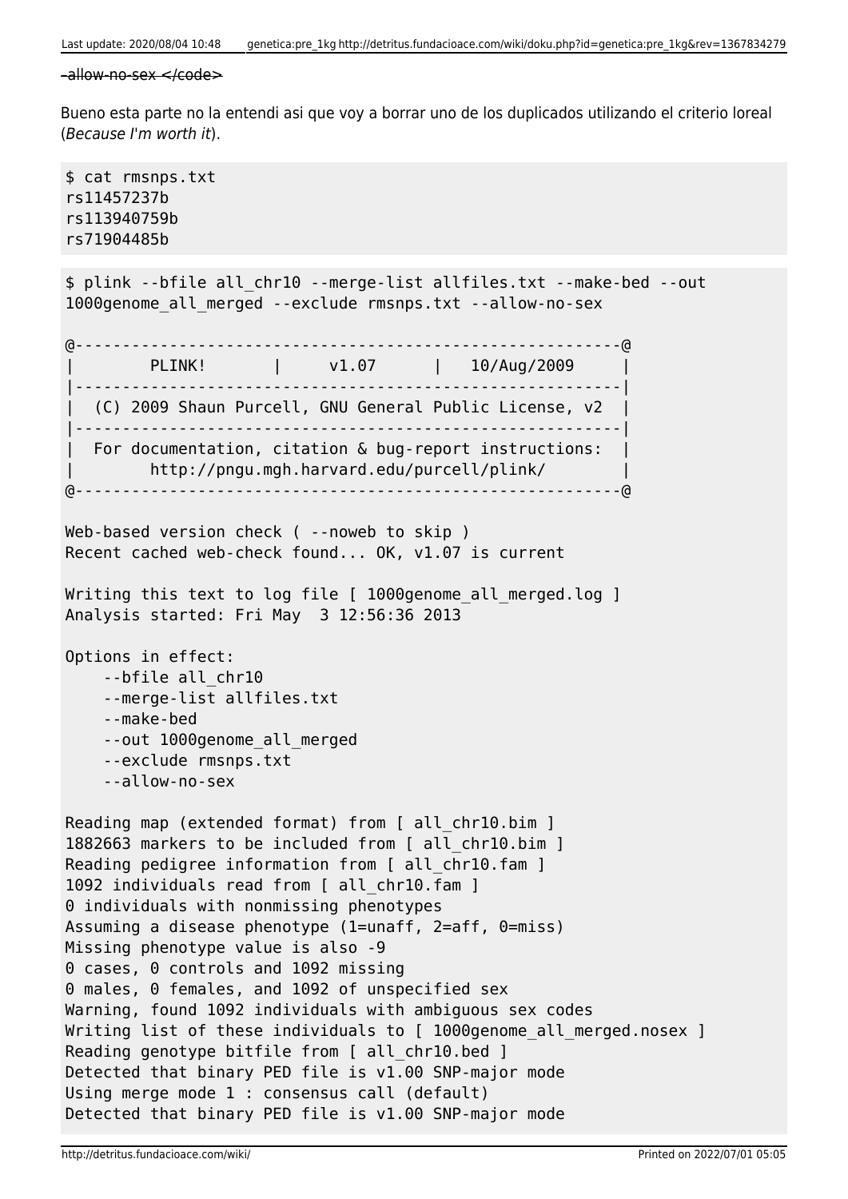~~-allow-no-sex </code>~~

Bueno esta parte no la entendi asi que voy a borrar uno de los duplicados utilizando el criterio loreal (*Because I'm worth it*).

```
$ cat rmsnps.txt
rs11457237b
rs113940759b
rs71904485b
```

```
$ plink --bfile all_chr10 --merge-list allfiles.txt --make-bed --out
1000genome_all_merged --exclude rmsnps.txt --allow-no-sex

@----------------------------------------------------------@
|        PLINK!       |     v1.07      |   10/Aug/2009     |
|----------------------------------------------------------|
|  (C) 2009 Shaun Purcell, GNU General Public License, v2  |
|----------------------------------------------------------|
|  For documentation, citation & bug-report instructions:  |
|        http://pngu.mgh.harvard.edu/purcell/plink/        |
@----------------------------------------------------------@

Web-based version check ( --noweb to skip )
Recent cached web-check found... OK, v1.07 is current

Writing this text to log file [ 1000genome_all_merged.log ]
Analysis started: Fri May  3 12:56:36 2013

Options in effect:
    --bfile all_chr10
    --merge-list allfiles.txt
    --make-bed
    --out 1000genome_all_merged
    --exclude rmsnps.txt
    --allow-no-sex

Reading map (extended format) from [ all_chr10.bim ]
1882663 markers to be included from [ all_chr10.bim ]
Reading pedigree information from [ all_chr10.fam ]
1092 individuals read from [ all_chr10.fam ]
0 individuals with nonmissing phenotypes
Assuming a disease phenotype (1=unaff, 2=aff, 0=miss)
Missing phenotype value is also -9
0 cases, 0 controls and 1092 missing
0 males, 0 females, and 1092 of unspecified sex
Warning, found 1092 individuals with ambiguous sex codes
Writing list of these individuals to [ 1000genome_all_merged.nosex ]
Reading genotype bitfile from [ all_chr10.bed ]
Detected that binary PED file is v1.00 SNP-major mode
Using merge mode 1 : consensus call (default)
Detected that binary PED file is v1.00 SNP-major mode
```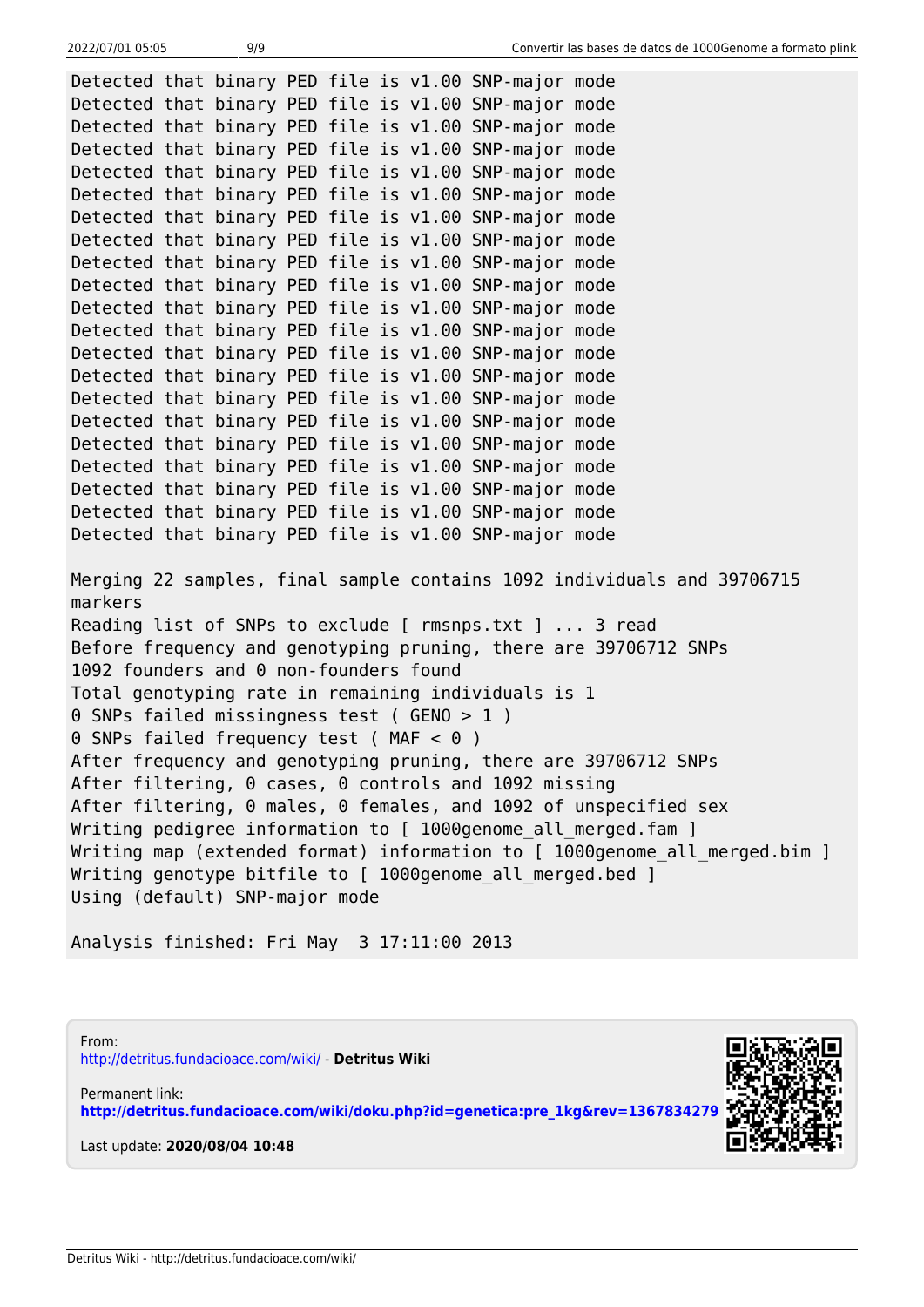```
Detected that binary PED file is v1.00 SNP-major mode
Detected that binary PED file is v1.00 SNP-major mode
Detected that binary PED file is v1.00 SNP-major mode
Detected that binary PED file is v1.00 SNP-major mode
Detected that binary PED file is v1.00 SNP-major mode
Detected that binary PED file is v1.00 SNP-major mode
Detected that binary PED file is v1.00 SNP-major mode
Detected that binary PED file is v1.00 SNP-major mode
Detected that binary PED file is v1.00 SNP-major mode
Detected that binary PED file is v1.00 SNP-major mode
Detected that binary PED file is v1.00 SNP-major mode
Detected that binary PED file is v1.00 SNP-major mode
Detected that binary PED file is v1.00 SNP-major mode
Detected that binary PED file is v1.00 SNP-major mode
Detected that binary PED file is v1.00 SNP-major mode
Detected that binary PED file is v1.00 SNP-major mode
Detected that binary PED file is v1.00 SNP-major mode
Detected that binary PED file is v1.00 SNP-major mode
Detected that binary PED file is v1.00 SNP-major mode
Detected that binary PED file is v1.00 SNP-major mode
Detected that binary PED file is v1.00 SNP-major mode

Merging 22 samples, final sample contains 1092 individuals and 39706715
markers
Reading list of SNPs to exclude [ rmsnps.txt ] ... 3 read
Before frequency and genotyping pruning, there are 39706712 SNPs
1092 founders and 0 non-founders found
Total genotyping rate in remaining individuals is 1
0 SNPs failed missingness test ( GENO > 1 )
0 SNPs failed frequency test ( MAF < 0 )
After frequency and genotyping pruning, there are 39706712 SNPs
After filtering, 0 cases, 0 controls and 1092 missing
After filtering, 0 males, 0 females, and 1092 of unspecified sex
Writing pedigree information to [ 1000genome_all_merged.fam ]
Writing map (extended format) information to [ 1000genome_all_merged.bim ]
Writing genotype bitfile to [ 1000genome_all_merged.bed ]
Using (default) SNP-major mode

Analysis finished: Fri May  3 17:11:00 2013
```

From:
http://detritus.fundacioace.com/wiki/ - **Detritus Wiki**

Permanent link:
**http://detritus.fundacioace.com/wiki/doku.php?id=genetica:pre_1kg&rev=1367834279**

Last update: **2020/08/04 10:48**